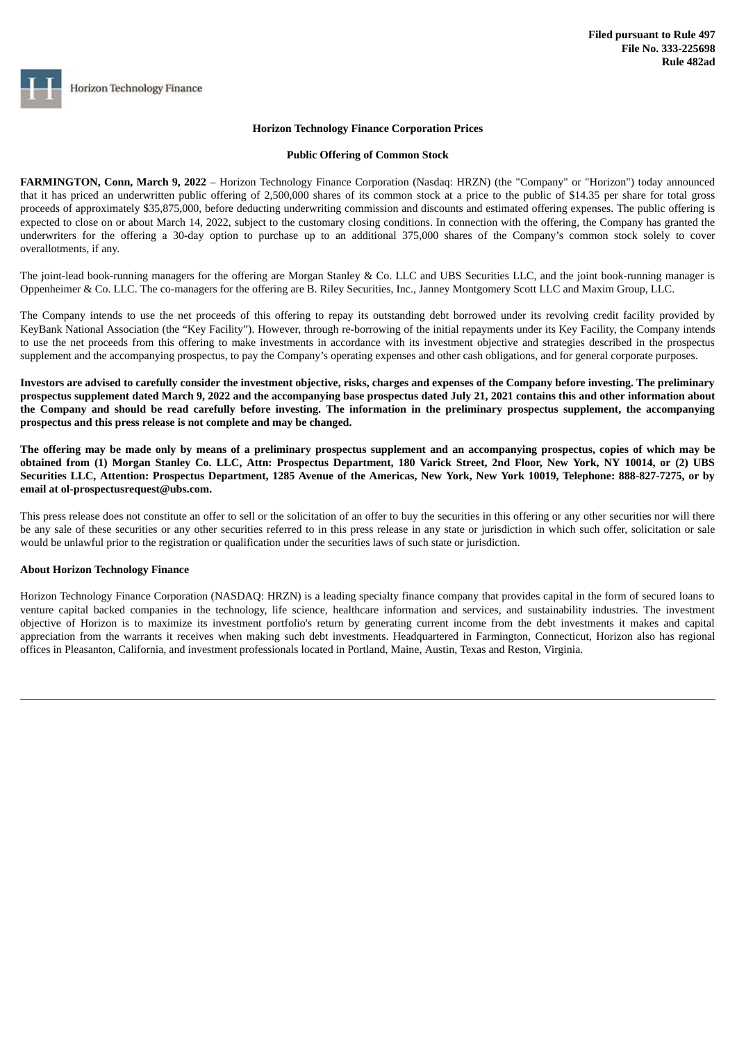**Filed pursuant to Rule 497**
**File No. 333-225698**
**Rule 482ad**

Horizon Technology Finance

**Horizon Technology Finance Corporation Prices**

**Public Offering of Common Stock**

**FARMINGTON, Conn, March 9, 2022** – Horizon Technology Finance Corporation (Nasdaq: HRZN) (the "Company" or "Horizon") today announced that it has priced an underwritten public offering of 2,500,000 shares of its common stock at a price to the public of $14.35 per share for total gross proceeds of approximately $35,875,000, before deducting underwriting commission and discounts and estimated offering expenses. The public offering is expected to close on or about March 14, 2022, subject to the customary closing conditions. In connection with the offering, the Company has granted the underwriters for the offering a 30-day option to purchase up to an additional 375,000 shares of the Company's common stock solely to cover overallotments, if any.

The joint-lead book-running managers for the offering are Morgan Stanley & Co. LLC and UBS Securities LLC, and the joint book-running manager is Oppenheimer & Co. LLC. The co-managers for the offering are B. Riley Securities, Inc., Janney Montgomery Scott LLC and Maxim Group, LLC.

The Company intends to use the net proceeds of this offering to repay its outstanding debt borrowed under its revolving credit facility provided by KeyBank National Association (the "Key Facility"). However, through re-borrowing of the initial repayments under its Key Facility, the Company intends to use the net proceeds from this offering to make investments in accordance with its investment objective and strategies described in the prospectus supplement and the accompanying prospectus, to pay the Company's operating expenses and other cash obligations, and for general corporate purposes.

**Investors are advised to carefully consider the investment objective, risks, charges and expenses of the Company before investing. The preliminary prospectus supplement dated March 9, 2022 and the accompanying base prospectus dated July 21, 2021 contains this and other information about the Company and should be read carefully before investing. The information in the preliminary prospectus supplement, the accompanying prospectus and this press release is not complete and may be changed.**

**The offering may be made only by means of a preliminary prospectus supplement and an accompanying prospectus, copies of which may be obtained from (1) Morgan Stanley Co. LLC, Attn: Prospectus Department, 180 Varick Street, 2nd Floor, New York, NY 10014, or (2) UBS Securities LLC, Attention: Prospectus Department, 1285 Avenue of the Americas, New York, New York 10019, Telephone: 888-827-7275, or by email at ol-prospectusrequest@ubs.com.**

This press release does not constitute an offer to sell or the solicitation of an offer to buy the securities in this offering or any other securities nor will there be any sale of these securities or any other securities referred to in this press release in any state or jurisdiction in which such offer, solicitation or sale would be unlawful prior to the registration or qualification under the securities laws of such state or jurisdiction.

**About Horizon Technology Finance**

Horizon Technology Finance Corporation (NASDAQ: HRZN) is a leading specialty finance company that provides capital in the form of secured loans to venture capital backed companies in the technology, life science, healthcare information and services, and sustainability industries. The investment objective of Horizon is to maximize its investment portfolio's return by generating current income from the debt investments it makes and capital appreciation from the warrants it receives when making such debt investments. Headquartered in Farmington, Connecticut, Horizon also has regional offices in Pleasanton, California, and investment professionals located in Portland, Maine, Austin, Texas and Reston, Virginia.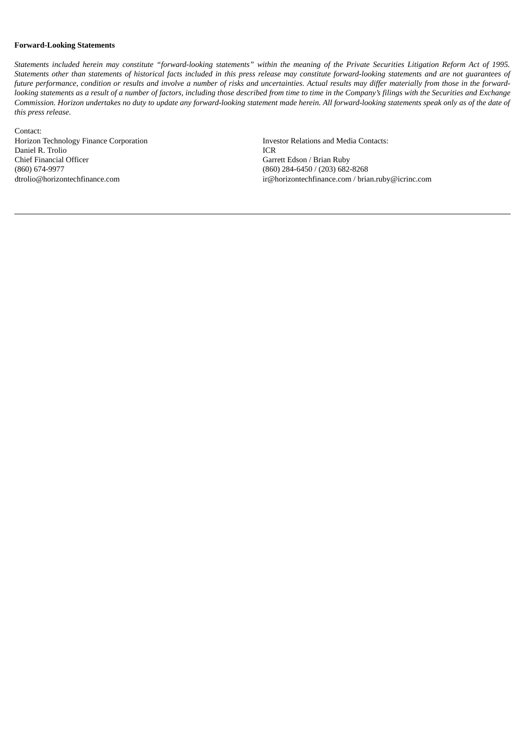**Forward-Looking Statements**

*Statements included herein may constitute "forward-looking statements" within the meaning of the Private Securities Litigation Reform Act of 1995. Statements other than statements of historical facts included in this press release may constitute forward-looking statements and are not guarantees of future performance, condition or results and involve a number of risks and uncertainties. Actual results may differ materially from those in the forward-looking statements as a result of a number of factors, including those described from time to time in the Company's filings with the Securities and Exchange Commission. Horizon undertakes no duty to update any forward-looking statement made herein. All forward-looking statements speak only as of the date of this press release.*

Contact:
Horizon Technology Finance Corporation
Daniel R. Trolio
Chief Financial Officer
(860) 674-9977
dtrolio@horizontechfinance.com

Investor Relations and Media Contacts:
ICR
Garrett Edson / Brian Ruby
(860) 284-6450 / (203) 682-8268
ir@horizontechfinance.com / brian.ruby@icrinc.com